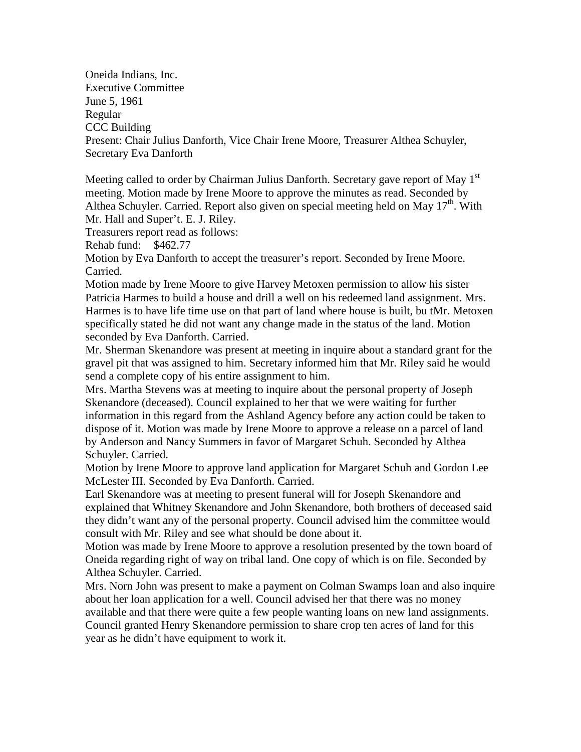Oneida Indians, Inc.
Executive Committee
June 5, 1961
Regular
CCC Building
Present: Chair Julius Danforth, Vice Chair Irene Moore, Treasurer Althea Schuyler, Secretary Eva Danforth

Meeting called to order by Chairman Julius Danforth. Secretary gave report of May 1st meeting. Motion made by Irene Moore to approve the minutes as read. Seconded by Althea Schuyler. Carried. Report also given on special meeting held on May 17th. With Mr. Hall and Super't. E. J. Riley.

Treasurers report read as follows:

Rehab fund: $462.77

Motion by Eva Danforth to accept the treasurer's report. Seconded by Irene Moore. Carried.

Motion made by Irene Moore to give Harvey Metoxen permission to allow his sister Patricia Harmes to build a house and drill a well on his redeemed land assignment. Mrs. Harmes is to have life time use on that part of land where house is built, bu tMr. Metoxen specifically stated he did not want any change made in the status of the land. Motion seconded by Eva Danforth. Carried.

Mr. Sherman Skenandore was present at meeting in inquire about a standard grant for the gravel pit that was assigned to him. Secretary informed him that Mr. Riley said he would send a complete copy of his entire assignment to him.

Mrs. Martha Stevens was at meeting to inquire about the personal property of Joseph Skenandore (deceased). Council explained to her that we were waiting for further information in this regard from the Ashland Agency before any action could be taken to dispose of it. Motion was made by Irene Moore to approve a release on a parcel of land by Anderson and Nancy Summers in favor of Margaret Schuh. Seconded by Althea Schuyler. Carried.

Motion by Irene Moore to approve land application for Margaret Schuh and Gordon Lee McLester III. Seconded by Eva Danforth. Carried.

Earl Skenandore was at meeting to present funeral will for Joseph Skenandore and explained that Whitney Skenandore and John Skenandore, both brothers of deceased said they didn't want any of the personal property. Council advised him the committee would consult with Mr. Riley and see what should be done about it.

Motion was made by Irene Moore to approve a resolution presented by the town board of Oneida regarding right of way on tribal land. One copy of which is on file. Seconded by Althea Schuyler. Carried.

Mrs. Norn John was present to make a payment on Colman Swamps loan and also inquire about her loan application for a well. Council advised her that there was no money available and that there were quite a few people wanting loans on new land assignments. Council granted Henry Skenandore permission to share crop ten acres of land for this year as he didn't have equipment to work it.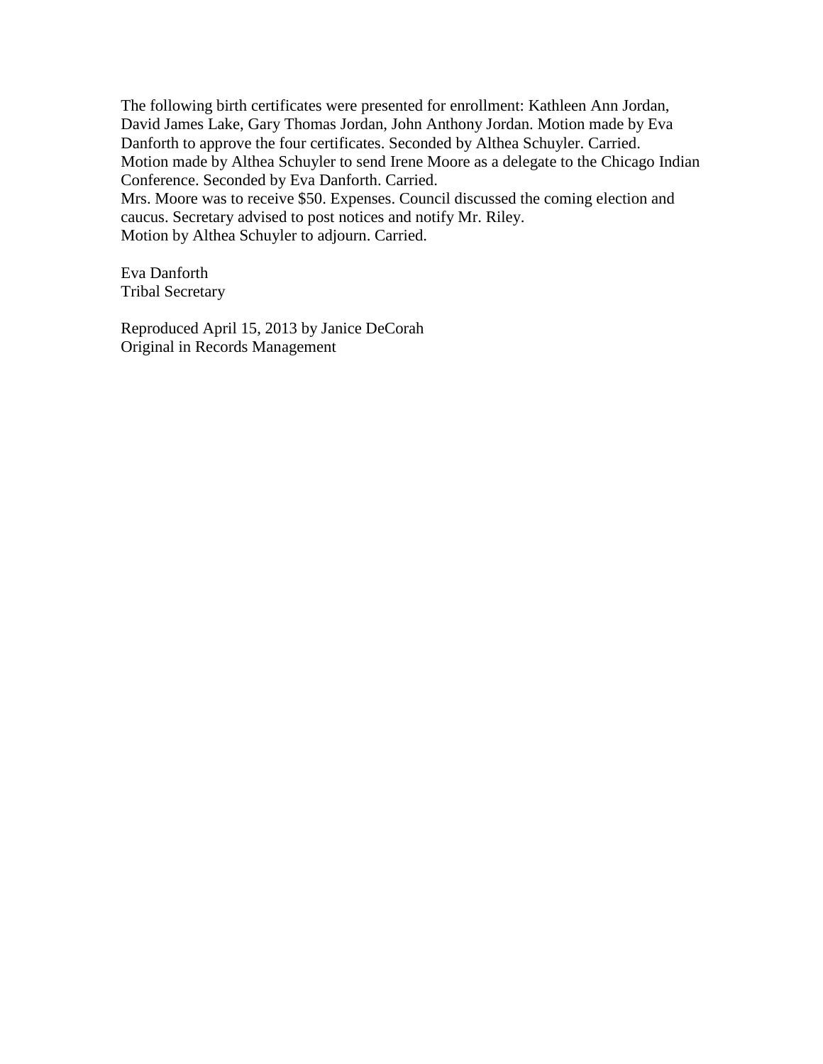The following birth certificates were presented for enrollment: Kathleen Ann Jordan, David James Lake, Gary Thomas Jordan, John Anthony Jordan. Motion made by Eva Danforth to approve the four certificates. Seconded by Althea Schuyler. Carried.
Motion made by Althea Schuyler to send Irene Moore as a delegate to the Chicago Indian Conference. Seconded by Eva Danforth. Carried.
Mrs. Moore was to receive $50. Expenses. Council discussed the coming election and caucus. Secretary advised to post notices and notify Mr. Riley.
Motion by Althea Schuyler to adjourn. Carried.

Eva Danforth
Tribal Secretary

Reproduced April 15, 2013 by Janice DeCorah
Original in Records Management